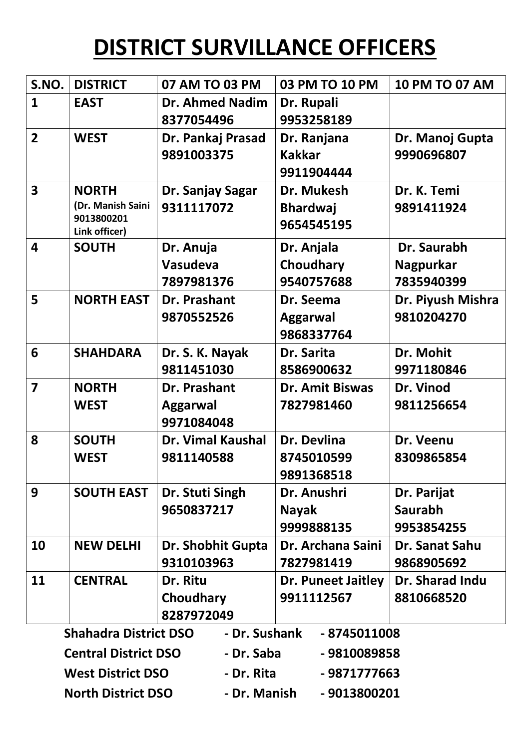# DISTRICT SURVILLANCE OFFICERS

| S.NO. | DISTRICT | 07 AM TO 03 PM | 03 PM TO 10 PM | 10 PM TO 07 AM |
|---|---|---|---|---|
| 1 | EAST | Dr. Ahmed Nadim 8377054496 | Dr. Rupali 9953258189 | |
| 2 | WEST | Dr. Pankaj Prasad 9891003375 | Dr. Ranjana Kakkar 9911904444 | Dr. Manoj Gupta 9990696807 |
| 3 | NORTH (Dr. Manish Saini 9013800201 Link officer) | Dr. Sanjay Sagar 9311117072 | Dr. Mukesh Bhardwaj 9654545195 | Dr. K. Temi 9891411924 |
| 4 | SOUTH | Dr. Anuja Vasudeva 7897981376 | Dr. Anjala Choudhary 9540757688 | Dr. Saurabh Nagpurkar 7835940399 |
| 5 | NORTH EAST | Dr. Prashant 9870552526 | Dr. Seema Aggarwal 9868337764 | Dr. Piyush Mishra 9810204270 |
| 6 | SHAHDARA | Dr. S. K. Nayak 9811451030 | Dr. Sarita 8586900632 | Dr. Mohit 9971180846 |
| 7 | NORTH WEST | Dr. Prashant Aggarwal 9971084048 | Dr. Amit Biswas 7827981460 | Dr. Vinod 9811256654 |
| 8 | SOUTH WEST | Dr. Vimal Kaushal 9811140588 | Dr. Devlina 8745010599 9891368518 | Dr. Veenu 8309865854 |
| 9 | SOUTH EAST | Dr. Stuti Singh 9650837217 | Dr. Anushri Nayak 9999888135 | Dr. Parijat Saurabh 9953854255 |
| 10 | NEW DELHI | Dr. Shobhit Gupta 9310103963 | Dr. Archana Saini 7827981419 | Dr. Sanat Sahu 9868905692 |
| 11 | CENTRAL | Dr. Ritu Choudhary 8287972049 | Dr. Puneet Jaitley 9911112567 | Dr. Sharad Indu 8810668520 |

**Shahadra District DSO - Dr. Sushank - 8745011008**

**Central District DSO - Dr. Saba - 9810089858**

**West District DSO - Dr. Rita - 9871777663**

**North District DSO - Dr. Manish - 9013800201**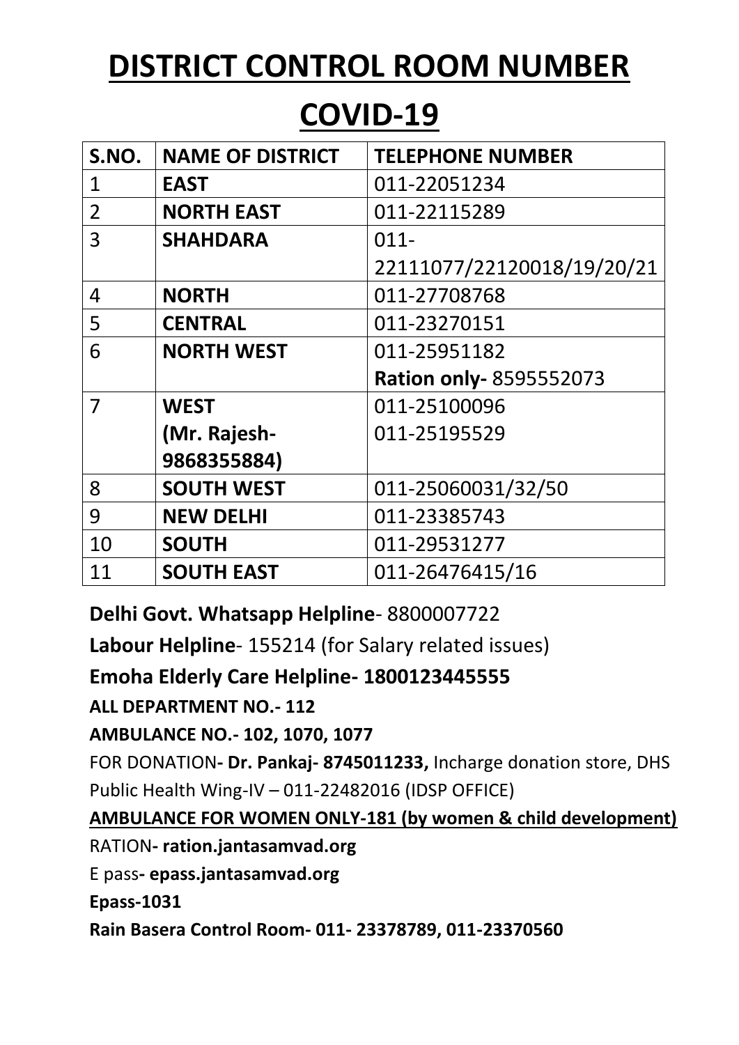# DISTRICT CONTROL ROOM NUMBER

# COVID-19

| S.NO. | NAME OF DISTRICT | TELEPHONE NUMBER |
|---|---|---|
| 1 | **EAST** | 011-22051234 |
| 2 | **NORTH EAST** | 011-22115289 |
| 3 | **SHAHDARA** | 011-22111077/22120018/19/20/21 |
| 4 | **NORTH** | 011-27708768 |
| 5 | **CENTRAL** | 011-23270151 |
| 6 | **NORTH WEST** | 011-25951182 **Ration only-** 8595552073 |
| 7 | **WEST (Mr. Rajesh-9868355884)** | 011-25100096 011-25195529 |
| 8 | **SOUTH WEST** | 011-25060031/32/50 |
| 9 | **NEW DELHI** | 011-23385743 |
| 10 | **SOUTH** | 011-29531277 |
| 11 | **SOUTH EAST** | 011-26476415/16 |

**Delhi Govt. Whatsapp Helpline**- 8800007722

**Labour Helpline**- 155214 (for Salary related issues)

**Emoha Elderly Care Helpline- 1800123445555**

**ALL DEPARTMENT NO.- 112**

**AMBULANCE NO.- 102, 1070, 1077**

FOR DONATION**- Dr. Pankaj- 8745011233,** Incharge donation store, DHS Public Health Wing-IV – 011-22482016 (IDSP OFFICE)

**AMBULANCE FOR WOMEN ONLY-181 (by women & child development)**

RATION**- ration.jantasamvad.org**

E pass**- epass.jantasamvad.org**

**Epass-1031**

**Rain Basera Control Room- 011- 23378789, 011-23370560**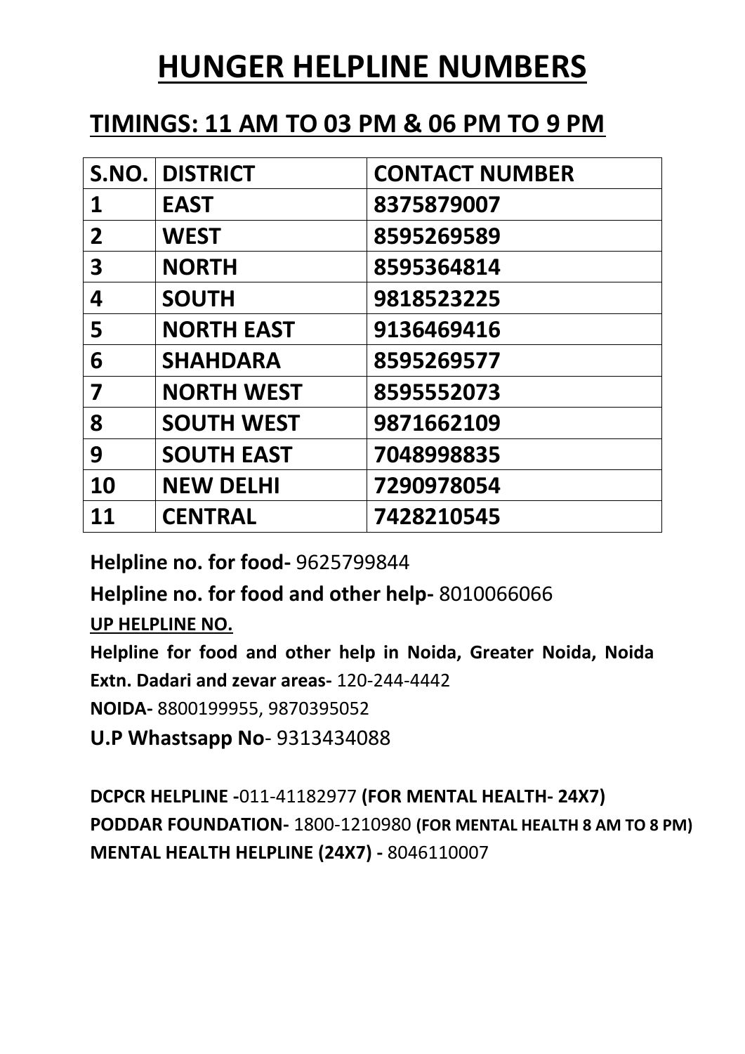# HUNGER HELPLINE NUMBERS

## TIMINGS: 11 AM TO 03 PM & 06 PM TO 9 PM

| S.NO. | DISTRICT | CONTACT NUMBER |
|---|---|---|
| 1 | EAST | 8375879007 |
| 2 | WEST | 8595269589 |
| 3 | NORTH | 8595364814 |
| 4 | SOUTH | 9818523225 |
| 5 | NORTH EAST | 9136469416 |
| 6 | SHAHDARA | 8595269577 |
| 7 | NORTH WEST | 8595552073 |
| 8 | SOUTH WEST | 9871662109 |
| 9 | SOUTH EAST | 7048998835 |
| 10 | NEW DELHI | 7290978054 |
| 11 | CENTRAL | 7428210545 |

**Helpline no. for food-** 9625799844

**Helpline no. for food and other help-** 8010066066

**UP HELPLINE NO.**

**Helpline for food and other help in Noida, Greater Noida, Noida Extn. Dadari and zevar areas-** 120-244-4442

**NOIDA-** 8800199955, 9870395052

**U.P Whastsapp No**- 9313434088

**DCPCR HELPLINE -**011-41182977 **(FOR MENTAL HEALTH- 24X7)**

**PODDAR FOUNDATION-** 1800-1210980 **(FOR MENTAL HEALTH 8 AM TO 8 PM)**

**MENTAL HEALTH HELPLINE (24X7) -** 8046110007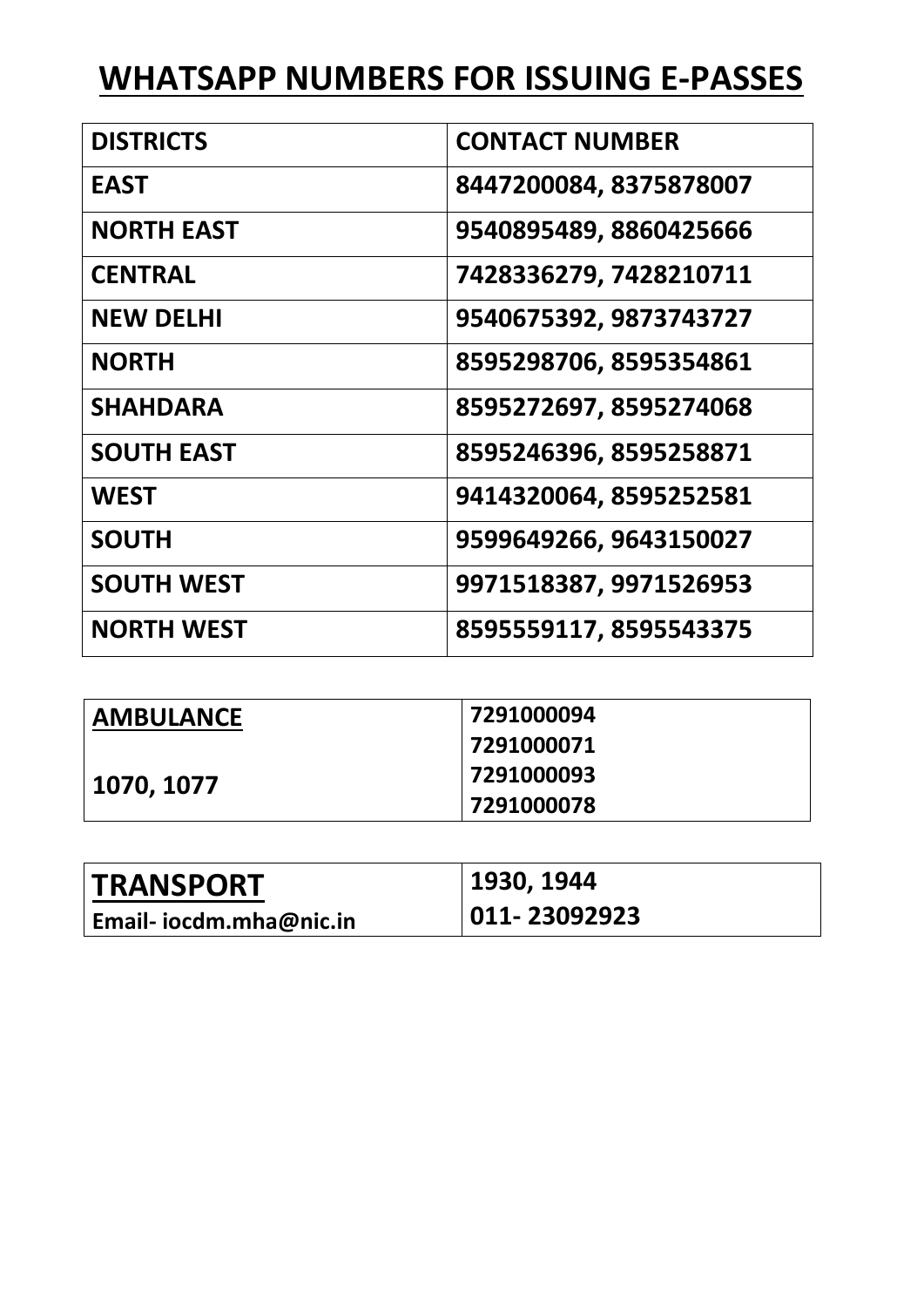# WHATSAPP NUMBERS FOR ISSUING E-PASSES

| DISTRICTS | CONTACT NUMBER |
|---|---|
| EAST | 8447200084, 8375878007 |
| NORTH EAST | 9540895489, 8860425666 |
| CENTRAL | 7428336279, 7428210711 |
| NEW DELHI | 9540675392, 9873743727 |
| NORTH | 8595298706, 8595354861 |
| SHAHDARA | 8595272697, 8595274068 |
| SOUTH EAST | 8595246396, 8595258871 |
| WEST | 9414320064, 8595252581 |
| SOUTH | 9599649266, 9643150027 |
| SOUTH WEST | 9971518387, 9971526953 |
| NORTH WEST | 8595559117, 8595543375 |

| AMBULANCE | |
|---|---|
| 1070, 1077 | 7291000094<br>7291000071<br>7291000093<br>7291000078 |

| TRANSPORT | 1930, 1944 |
|---|---|
| Email- iocdm.mha@nic.in | 011- 23092923 |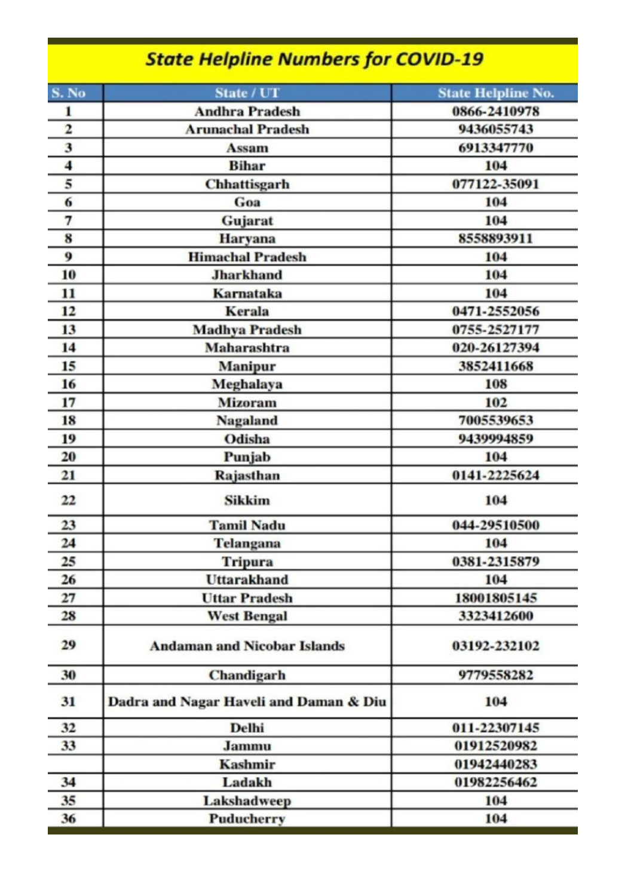## State Helpline Numbers for COVID-19

| S. No | State / UT | State Helpline No. |
|---|---|---|
| 1 | Andhra Pradesh | 0866-2410978 |
| 2 | Arunachal Pradesh | 9436055743 |
| 3 | Assam | 6913347770 |
| 4 | Bihar | 104 |
| 5 | Chhattisgarh | 077122-35091 |
| 6 | Goa | 104 |
| 7 | Gujarat | 104 |
| 8 | Haryana | 8558893911 |
| 9 | Himachal Pradesh | 104 |
| 10 | Jharkhand | 104 |
| 11 | Karnataka | 104 |
| 12 | Kerala | 0471-2552056 |
| 13 | Madhya Pradesh | 0755-2527177 |
| 14 | Maharashtra | 020-26127394 |
| 15 | Manipur | 3852411668 |
| 16 | Meghalaya | 108 |
| 17 | Mizoram | 102 |
| 18 | Nagaland | 7005539653 |
| 19 | Odisha | 9439994859 |
| 20 | Punjab | 104 |
| 21 | Rajasthan | 0141-2225624 |
| 22 | Sikkim | 104 |
| 23 | Tamil Nadu | 044-29510500 |
| 24 | Telangana | 104 |
| 25 | Tripura | 0381-2315879 |
| 26 | Uttarakhand | 104 |
| 27 | Uttar Pradesh | 18001805145 |
| 28 | West Bengal | 3323412600 |
| 29 | Andaman and Nicobar Islands | 03192-232102 |
| 30 | Chandigarh | 9779558282 |
| 31 | Dadra and Nagar Haveli and Daman & Diu | 104 |
| 32 | Delhi | 011-22307145 |
| 33 | Jammu | 01912520982 |
| | Kashmir | 01942440283 |
| 34 | Ladakh | 01982256462 |
| 35 | Lakshadweep | 104 |
| 36 | Puducherry | 104 |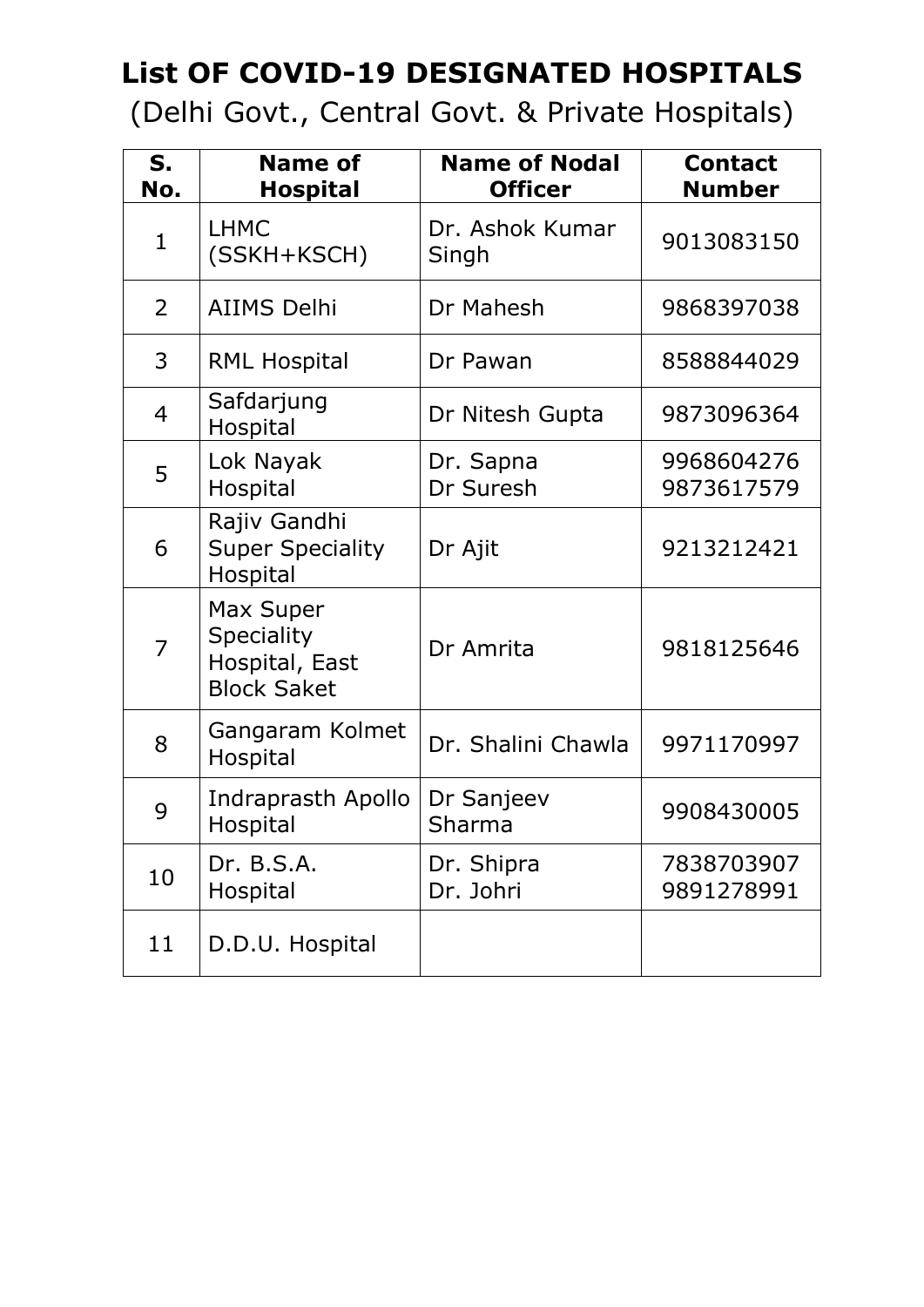# List OF COVID-19 DESIGNATED HOSPITALS

(Delhi Govt., Central Govt. & Private Hospitals)

| S. No. | Name of Hospital | Name of Nodal Officer | Contact Number |
|---|---|---|---|
| 1 | LHMC (SSKH+KSCH) | Dr. Ashok Kumar Singh | 9013083150 |
| 2 | AIIMS Delhi | Dr Mahesh | 9868397038 |
| 3 | RML Hospital | Dr Pawan | 8588844029 |
| 4 | Safdarjung Hospital | Dr Nitesh Gupta | 9873096364 |
| 5 | Lok Nayak Hospital | Dr. Sapna<br>Dr Suresh | 9968604276<br>9873617579 |
| 6 | Rajiv Gandhi Super Speciality Hospital | Dr Ajit | 9213212421 |
| 7 | Max Super Speciality Hospital, East Block Saket | Dr Amrita | 9818125646 |
| 8 | Gangaram Kolmet Hospital | Dr. Shalini Chawla | 9971170997 |
| 9 | Indraprasth Apollo Hospital | Dr Sanjeev Sharma | 9908430005 |
| 10 | Dr. B.S.A. Hospital | Dr. Shipra<br>Dr. Johri | 7838703907<br>9891278991 |
| 11 | D.D.U. Hospital | | |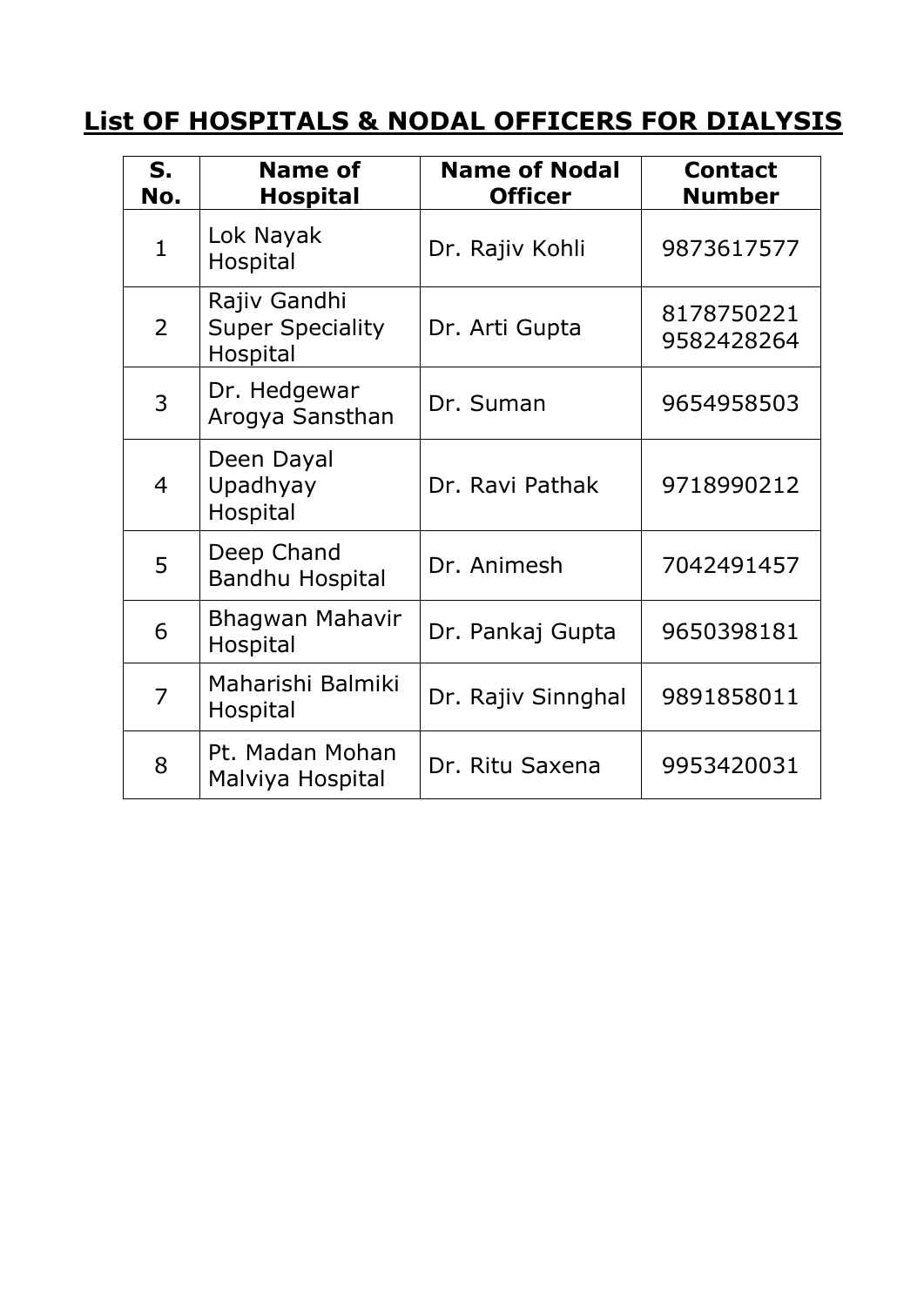## List OF HOSPITALS & NODAL OFFICERS FOR DIALYSIS

| S. No. | Name of Hospital | Name of Nodal Officer | Contact Number |
|---|---|---|---|
| 1 | Lok Nayak Hospital | Dr. Rajiv Kohli | 9873617577 |
| 2 | Rajiv Gandhi Super Speciality Hospital | Dr. Arti Gupta | 8178750221 9582428264 |
| 3 | Dr. Hedgewar Arogya Sansthan | Dr. Suman | 9654958503 |
| 4 | Deen Dayal Upadhyay Hospital | Dr. Ravi Pathak | 9718990212 |
| 5 | Deep Chand Bandhu Hospital | Dr. Animesh | 7042491457 |
| 6 | Bhagwan Mahavir Hospital | Dr. Pankaj Gupta | 9650398181 |
| 7 | Maharishi Balmiki Hospital | Dr. Rajiv Sinnghal | 9891858011 |
| 8 | Pt. Madan Mohan Malviya Hospital | Dr. Ritu Saxena | 9953420031 |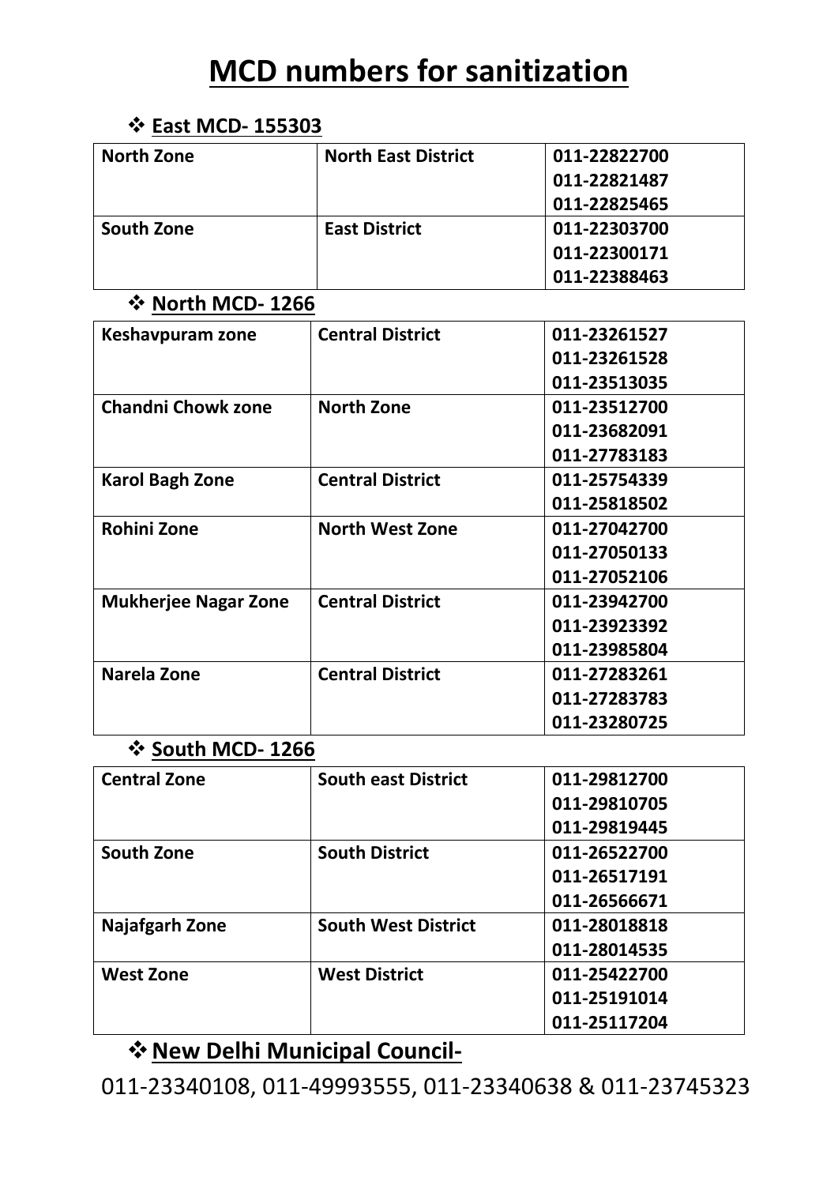# MCD numbers for sanitization

- **East MCD- 155303**

| North Zone | North East District | 011-22822700<br>011-22821487<br>011-22825465 |
|---|---|---|
| South Zone | East District | 011-22303700<br>011-22300171<br>011-22388463 |

- **North MCD- 1266**

| Keshavpuram zone | Central District | 011-23261527<br>011-23261528<br>011-23513035 |
|---|---|---|
| Chandni Chowk zone | North Zone | 011-23512700<br>011-23682091<br>011-27783183 |
| Karol Bagh Zone | Central District | 011-25754339<br>011-25818502 |
| Rohini Zone | North West Zone | 011-27042700<br>011-27050133<br>011-27052106 |
| Mukherjee Nagar Zone | Central District | 011-23942700<br>011-23923392<br>011-23985804 |
| Narela Zone | Central District | 011-27283261<br>011-27283783<br>011-23280725 |

- **South MCD- 1266**

| Central Zone | South east District | 011-29812700<br>011-29810705<br>011-29819445 |
|---|---|---|
| South Zone | South District | 011-26522700<br>011-26517191<br>011-26566671 |
| Najafgarh Zone | South West District | 011-28018818<br>011-28014535 |
| West Zone | West District | 011-25422700<br>011-25191014<br>011-25117204 |

- **New Delhi Municipal Council-**

011-23340108, 011-49993555, 011-23340638 & 011-23745323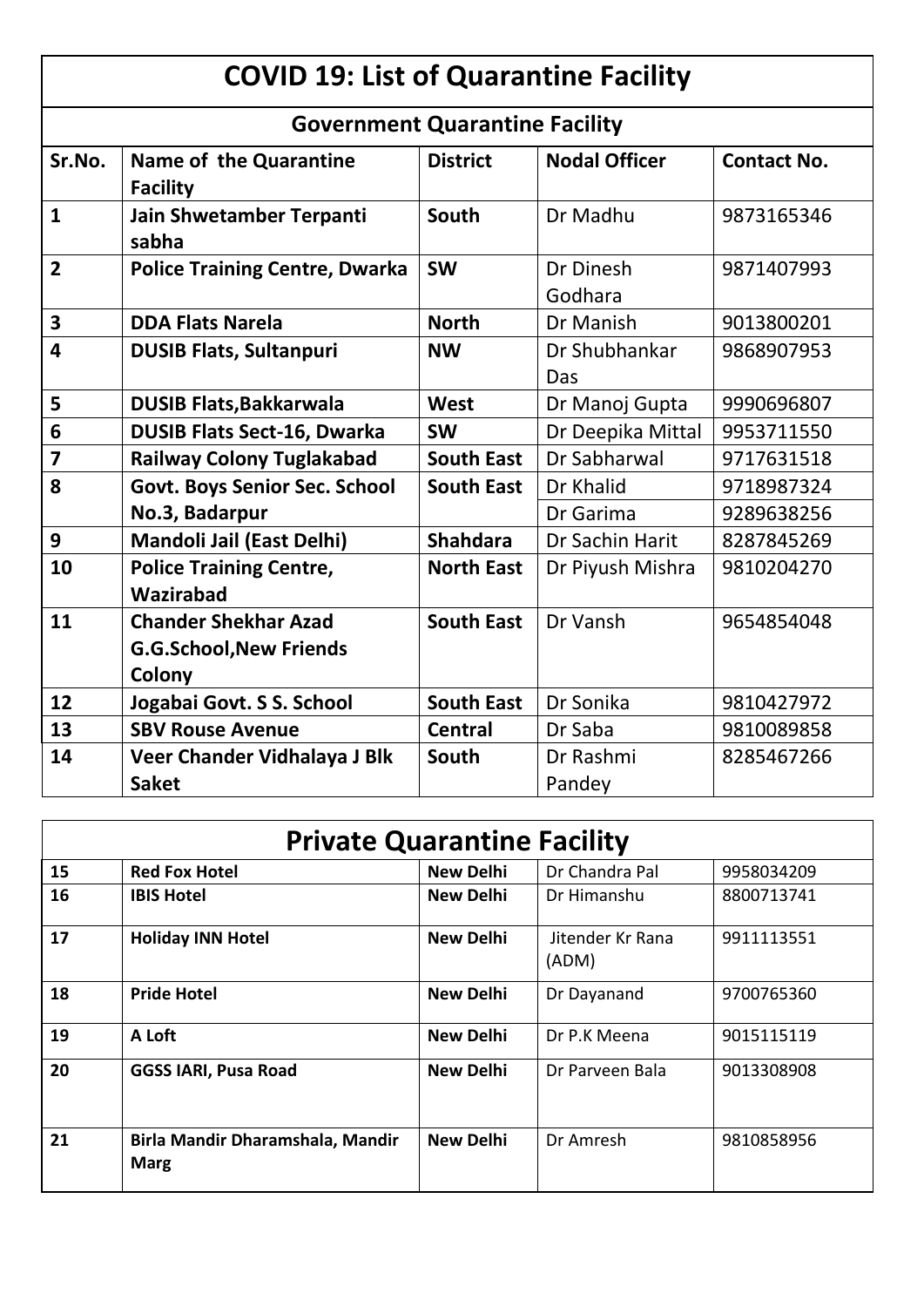# COVID 19: List of Quarantine Facility

## Government Quarantine Facility

| Sr.No. | Name of the Quarantine Facility | District | Nodal Officer | Contact No. |
|---|---|---|---|---|
| **1** | **Jain Shwetamber Terpanti sabha** | **South** | Dr Madhu | 9873165346 |
| **2** | **Police Training Centre, Dwarka** | **SW** | Dr Dinesh Godhara | 9871407993 |
| **3** | **DDA Flats Narela** | **North** | Dr Manish | 9013800201 |
| **4** | **DUSIB Flats, Sultanpuri** | **NW** | Dr Shubhankar Das | 9868907953 |
| **5** | **DUSIB Flats,Bakkarwala** | **West** | Dr Manoj Gupta | 9990696807 |
| **6** | **DUSIB Flats Sect-16, Dwarka** | **SW** | Dr Deepika Mittal | 9953711550 |
| **7** | **Railway Colony Tuglakabad** | **South East** | Dr Sabharwal | 9717631518 |
| **8** | **Govt. Boys Senior Sec. School No.3, Badarpur** | **South East** | Dr Khalid | 9718987324 |
| | | | Dr Garima | 9289638256 |
| **9** | **Mandoli Jail (East Delhi)** | **Shahdara** | Dr Sachin Harit | 8287845269 |
| **10** | **Police Training Centre, Wazirabad** | **North East** | Dr Piyush Mishra | 9810204270 |
| **11** | **Chander Shekhar Azad G.G.School,New Friends Colony** | **South East** | Dr Vansh | 9654854048 |
| **12** | **Jogabai Govt. S S. School** | **South East** | Dr Sonika | 9810427972 |
| **13** | **SBV Rouse Avenue** | **Central** | Dr Saba | 9810089858 |
| **14** | **Veer Chander Vidhalaya J Blk Saket** | **South** | Dr Rashmi Pandey | 8285467266 |

## Private Quarantine Facility

| Sr.No. | Name of the Quarantine Facility | District | Nodal Officer | Contact No. |
|---|---|---|---|---|
| **15** | **Red Fox Hotel** | **New Delhi** | Dr Chandra Pal | 9958034209 |
| **16** | **IBIS Hotel** | **New Delhi** | Dr Himanshu | 8800713741 |
| **17** | **Holiday INN Hotel** | **New Delhi** | Jitender Kr Rana (ADM) | 9911113551 |
| **18** | **Pride Hotel** | **New Delhi** | Dr Dayanand | 9700765360 |
| **19** | **A Loft** | **New Delhi** | Dr P.K Meena | 9015115119 |
| **20** | **GGSS IARI, Pusa Road** | **New Delhi** | Dr Parveen Bala | 9013308908 |
| **21** | **Birla Mandir Dharamshala, Mandir Marg** | **New Delhi** | Dr Amresh | 9810858956 |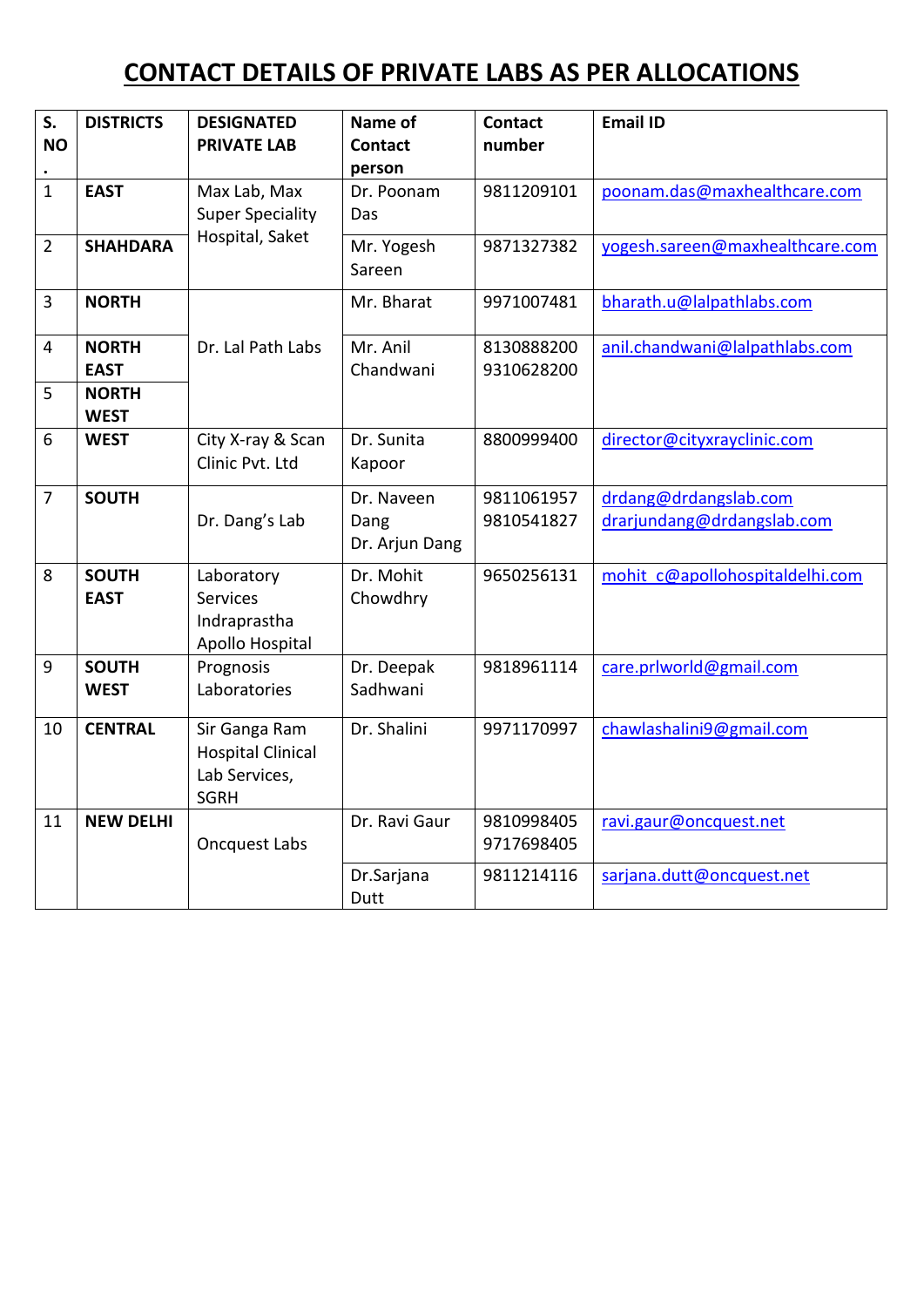# CONTACT DETAILS OF PRIVATE LABS AS PER ALLOCATIONS

| S. NO. | DISTRICTS | DESIGNATED PRIVATE LAB | Name of Contact person | Contact number | Email ID |
|---|---|---|---|---|---|
| 1 | **EAST** | Max Lab, Max Super Speciality Hospital, Saket | Dr. Poonam Das | 9811209101 | poonam.das@maxhealthcare.com |
| 2 | **SHAHDARA** | | Mr. Yogesh Sareen | 9871327382 | yogesh.sareen@maxhealthcare.com |
| 3 | **NORTH** | Dr. Lal Path Labs | Mr. Bharat | 9971007481 | bharath.u@lalpathlabs.com |
| 4 | **NORTH EAST** | | Mr. Anil Chandwani | 8130888200 9310628200 | anil.chandwani@lalpathlabs.com |
| 5 | **NORTH WEST** | | | | |
| 6 | **WEST** | City X-ray & Scan Clinic Pvt. Ltd | Dr. Sunita Kapoor | 8800999400 | director@cityxrayclinic.com |
| 7 | **SOUTH** | Dr. Dang's Lab | Dr. Naveen Dang Dr. Arjun Dang | 9811061957 9810541827 | drdang@drdangslab.com drarjundang@drdangslab.com |
| 8 | **SOUTH EAST** | Laboratory Services Indraprastha Apollo Hospital | Dr. Mohit Chowdhry | 9650256131 | mohit_c@apollohospitaldelhi.com |
| 9 | **SOUTH WEST** | Prognosis Laboratories | Dr. Deepak Sadhwani | 9818961114 | care.prlworld@gmail.com |
| 10 | **CENTRAL** | Sir Ganga Ram Hospital Clinical Lab Services, SGRH | Dr. Shalini | 9971170997 | chawlashalini9@gmail.com |
| 11 | **NEW DELHI** | Oncquest Labs | Dr. Ravi Gaur | 9810998405 9717698405 | ravi.gaur@oncquest.net |
| | | | Dr.Sarjana Dutt | 9811214116 | sarjana.dutt@oncquest.net |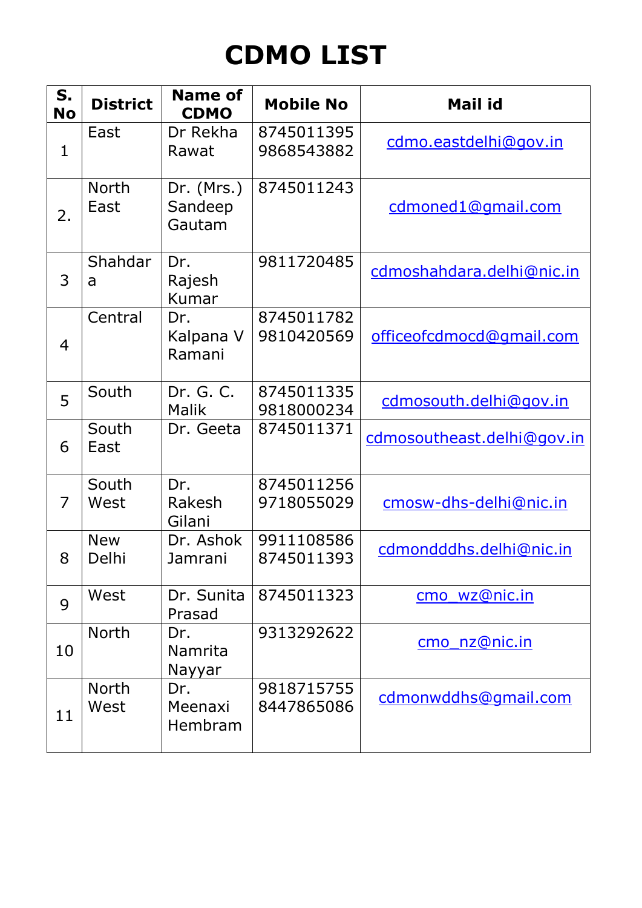# CDMO LIST

| S. No | District | Name of CDMO | Mobile No | Mail id |
|---|---|---|---|---|
| 1 | East | Dr Rekha Rawat | 8745011395 9868543882 | cdmo.eastdelhi@gov.in |
| 2. | North East | Dr. (Mrs.) Sandeep Gautam | 8745011243 | cdmoned1@gmail.com |
| 3 | Shahdara | Dr. Rajesh Kumar | 9811720485 | cdmoshahdara.delhi@nic.in |
| 4 | Central | Dr. Kalpana V Ramani | 8745011782 9810420569 | officeofcdmocd@gmail.com |
| 5 | South | Dr. G. C. Malik | 8745011335 9818000234 | cdmosouth.delhi@gov.in |
| 6 | South East | Dr. Geeta | 8745011371 | cdmosoutheast.delhi@gov.in |
| 7 | South West | Dr. Rakesh Gilani | 8745011256 9718055029 | cmosw-dhs-delhi@nic.in |
| 8 | New Delhi | Dr. Ashok Jamrani | 9911108586 8745011393 | cdmondddhs.delhi@nic.in |
| 9 | West | Dr. Sunita Prasad | 8745011323 | cmo_wz@nic.in |
| 10 | North | Dr. Namrita Nayyar | 9313292622 | cmo_nz@nic.in |
| 11 | North West | Dr. Meenaxi Hembram | 9818715755 8447865086 | cdmonwddhs@gmail.com |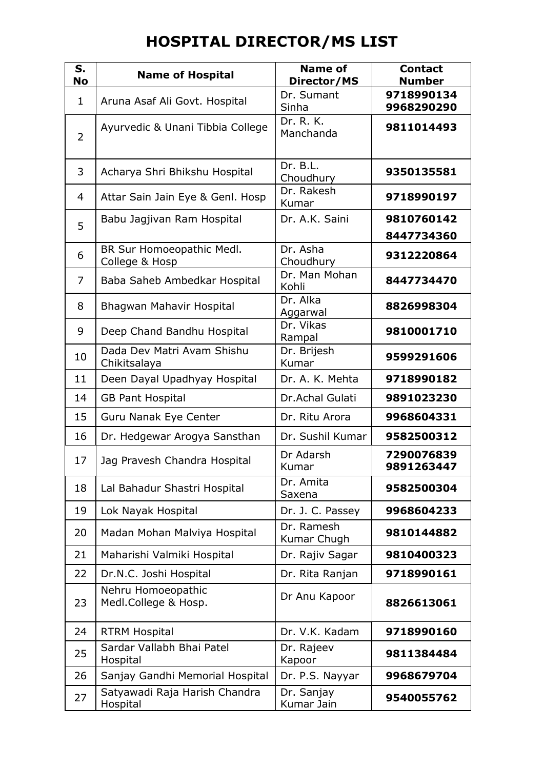# HOSPITAL DIRECTOR/MS LIST

| S. No | Name of Hospital | Name of Director/MS | Contact Number |
|---|---|---|---|
| 1 | Aruna Asaf Ali Govt. Hospital | Dr. Sumant Sinha | **9718990134 9968290290** |
| 2 | Ayurvedic & Unani Tibbia College | Dr. R. K. Manchanda | **9811014493** |
| 3 | Acharya Shri Bhikshu Hospital | Dr. B.L. Choudhury | **9350135581** |
| 4 | Attar Sain Jain Eye & Genl. Hosp | Dr. Rakesh Kumar | **9718990197** |
| 5 | Babu Jagjivan Ram Hospital | Dr. A.K. Saini | **9810760142 8447734360** |
| 6 | BR Sur Homoeopathic Medl. College & Hosp | Dr. Asha Choudhury | **9312220864** |
| 7 | Baba Saheb Ambedkar Hospital | Dr. Man Mohan Kohli | **8447734470** |
| 8 | Bhagwan Mahavir Hospital | Dr. Alka Aggarwal | **8826998304** |
| 9 | Deep Chand Bandhu Hospital | Dr. Vikas Rampal | **9810001710** |
| 10 | Dada Dev Matri Avam Shishu Chikitsalaya | Dr. Brijesh Kumar | **9599291606** |
| 11 | Deen Dayal Upadhyay Hospital | Dr. A. K. Mehta | **9718990182** |
| 14 | GB Pant Hospital | Dr.Achal Gulati | **9891023230** |
| 15 | Guru Nanak Eye Center | Dr. Ritu Arora | **9968604331** |
| 16 | Dr. Hedgewar Arogya Sansthan | Dr. Sushil Kumar | **9582500312** |
| 17 | Jag Pravesh Chandra Hospital | Dr Adarsh Kumar | **7290076839 9891263447** |
| 18 | Lal Bahadur Shastri Hospital | Dr. Amita Saxena | **9582500304** |
| 19 | Lok Nayak Hospital | Dr. J. C. Passey | **9968604233** |
| 20 | Madan Mohan Malviya Hospital | Dr. Ramesh Kumar Chugh | **9810144882** |
| 21 | Maharishi Valmiki Hospital | Dr. Rajiv Sagar | **9810400323** |
| 22 | Dr.N.C. Joshi Hospital | Dr. Rita Ranjan | **9718990161** |
| 23 | Nehru Homoeopathic Medl.College & Hosp. | Dr Anu Kapoor | **8826613061** |
| 24 | RTRM Hospital | Dr. V.K. Kadam | **9718990160** |
| 25 | Sardar Vallabh Bhai Patel Hospital | Dr. Rajeev Kapoor | **9811384484** |
| 26 | Sanjay Gandhi Memorial Hospital | Dr. P.S. Nayyar | **9968679704** |
| 27 | Satyawadi Raja Harish Chandra Hospital | Dr. Sanjay Kumar Jain | **9540055762** |